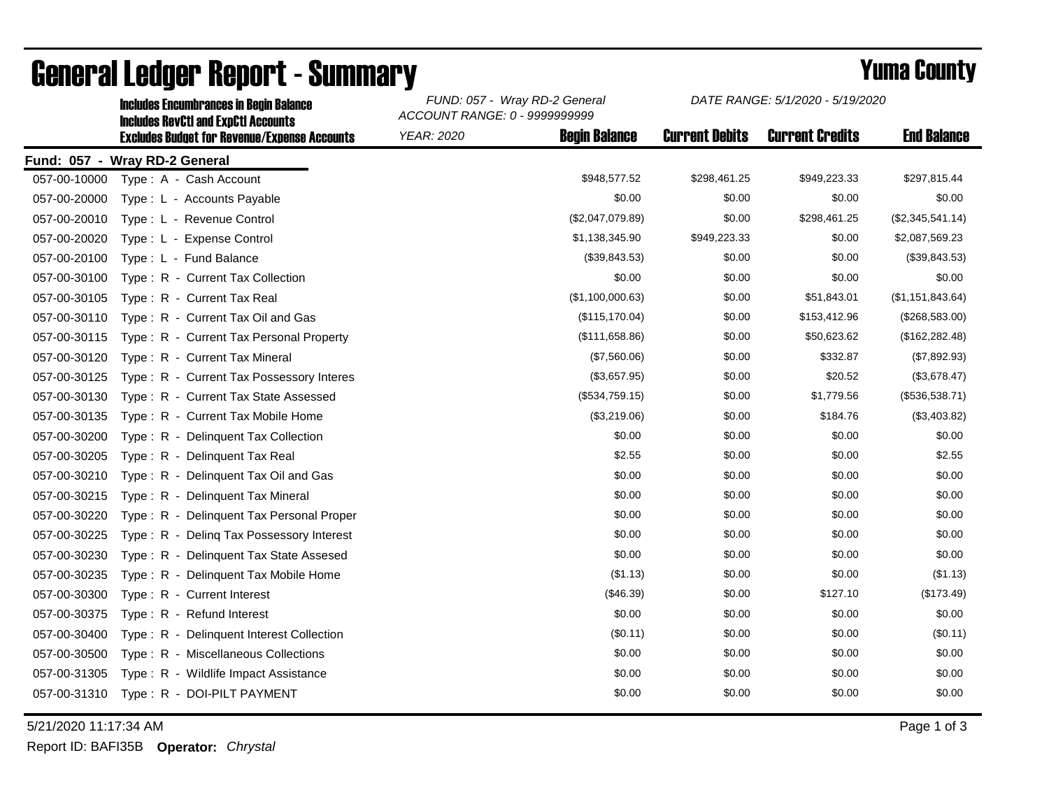# General Ledger Report - Summary

**Yuma County**

Includes Encumbrances in Begin Balance
Includes RevCtl and ExpCtl Accounts
Excludes Budget for Revenue/Expense Accounts

*FUND: 057 - Wray RD-2 General*
*ACCOUNT RANGE: 0 - 9999999999*
*YEAR: 2020*

*DATE RANGE: 5/1/2020 - 5/19/2020*

## Fund: 057 - Wray RD-2 General

| Account | Description | Begin Balance | Current Debits | Current Credits | End Balance |
|---|---|---|---|---|---|
| 057-00-10000 | Type : A - Cash Account | $948,577.52 | $298,461.25 | $949,223.33 | $297,815.44 |
| 057-00-20000 | Type : L - Accounts Payable | $0.00 | $0.00 | $0.00 | $0.00 |
| 057-00-20010 | Type : L - Revenue Control | ($2,047,079.89) | $0.00 | $298,461.25 | ($2,345,541.14) |
| 057-00-20020 | Type : L - Expense Control | $1,138,345.90 | $949,223.33 | $0.00 | $2,087,569.23 |
| 057-00-20100 | Type : L - Fund Balance | ($39,843.53) | $0.00 | $0.00 | ($39,843.53) |
| 057-00-30100 | Type : R - Current Tax Collection | $0.00 | $0.00 | $0.00 | $0.00 |
| 057-00-30105 | Type : R - Current Tax Real | ($1,100,000.63) | $0.00 | $51,843.01 | ($1,151,843.64) |
| 057-00-30110 | Type : R - Current Tax Oil and Gas | ($115,170.04) | $0.00 | $153,412.96 | ($268,583.00) |
| 057-00-30115 | Type : R - Current Tax Personal Property | ($111,658.86) | $0.00 | $50,623.62 | ($162,282.48) |
| 057-00-30120 | Type : R - Current Tax Mineral | ($7,560.06) | $0.00 | $332.87 | ($7,892.93) |
| 057-00-30125 | Type : R - Current Tax Possessory Interes | ($3,657.95) | $0.00 | $20.52 | ($3,678.47) |
| 057-00-30130 | Type : R - Current Tax State Assessed | ($534,759.15) | $0.00 | $1,779.56 | ($536,538.71) |
| 057-00-30135 | Type : R - Current Tax Mobile Home | ($3,219.06) | $0.00 | $184.76 | ($3,403.82) |
| 057-00-30200 | Type : R - Delinquent Tax Collection | $0.00 | $0.00 | $0.00 | $0.00 |
| 057-00-30205 | Type : R - Delinquent Tax Real | $2.55 | $0.00 | $0.00 | $2.55 |
| 057-00-30210 | Type : R - Delinquent Tax Oil and Gas | $0.00 | $0.00 | $0.00 | $0.00 |
| 057-00-30215 | Type : R - Delinquent Tax Mineral | $0.00 | $0.00 | $0.00 | $0.00 |
| 057-00-30220 | Type : R - Delinquent Tax Personal Proper | $0.00 | $0.00 | $0.00 | $0.00 |
| 057-00-30225 | Type : R - Delinq Tax Possessory Interest | $0.00 | $0.00 | $0.00 | $0.00 |
| 057-00-30230 | Type : R - Delinquent Tax State Assesed | $0.00 | $0.00 | $0.00 | $0.00 |
| 057-00-30235 | Type : R - Delinquent Tax Mobile Home | ($1.13) | $0.00 | $0.00 | ($1.13) |
| 057-00-30300 | Type : R - Current Interest | ($46.39) | $0.00 | $127.10 | ($173.49) |
| 057-00-30375 | Type : R - Refund Interest | $0.00 | $0.00 | $0.00 | $0.00 |
| 057-00-30400 | Type : R - Delinquent Interest Collection | ($0.11) | $0.00 | $0.00 | ($0.11) |
| 057-00-30500 | Type : R - Miscellaneous Collections | $0.00 | $0.00 | $0.00 | $0.00 |
| 057-00-31305 | Type : R - Wildlife Impact Assistance | $0.00 | $0.00 | $0.00 | $0.00 |
| 057-00-31310 | Type : R - DOI-PILT PAYMENT | $0.00 | $0.00 | $0.00 | $0.00 |

5/21/2020 11:17:34 AM

Report ID: BAFI35B **Operator:** *Chrystal*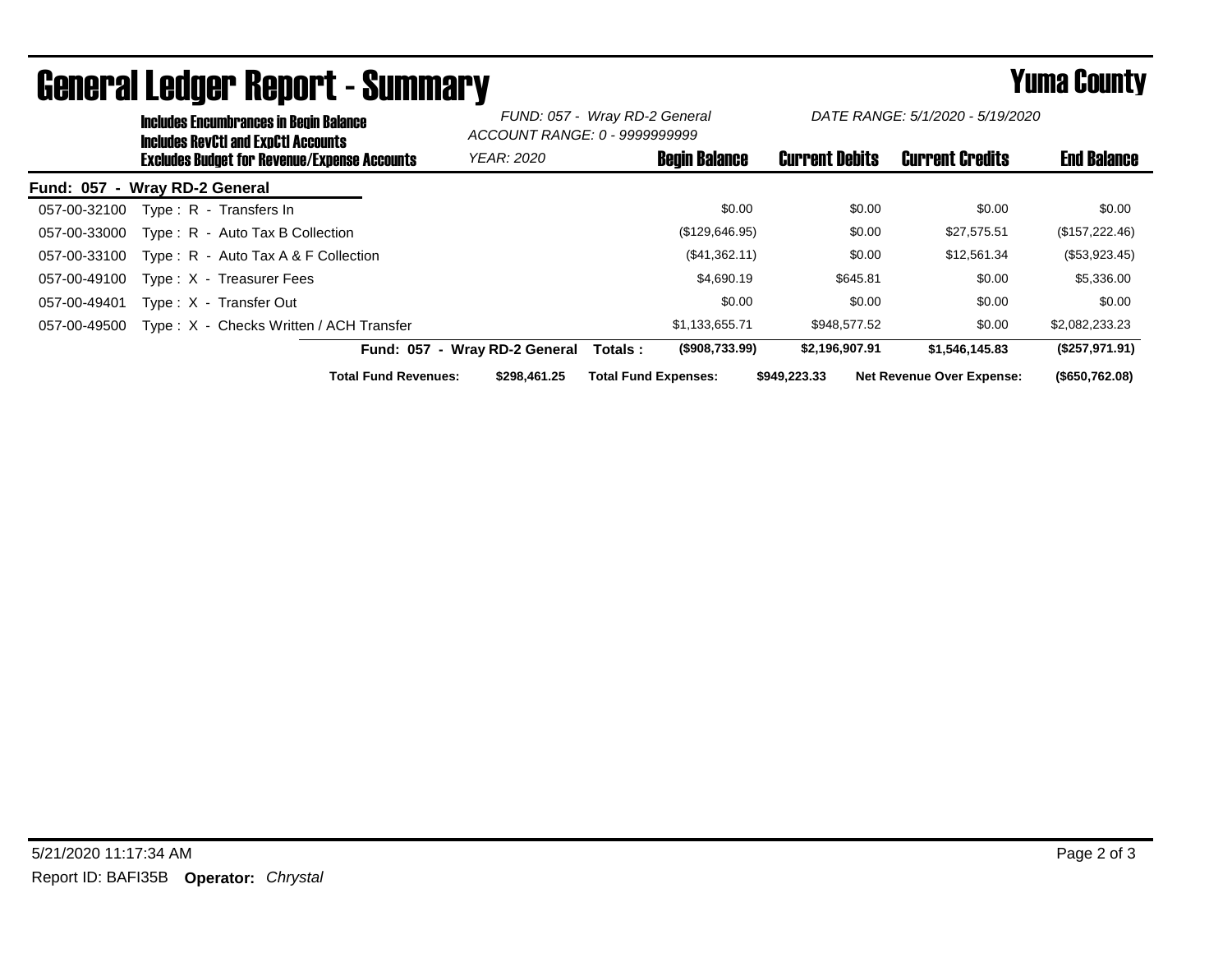# General Ledger Report - Summary

## Yuma County

**Includes Encumbrances in Begin Balance**
**Includes RevCtl and ExpCtl Accounts**
**Excludes Budget for Revenue/Expense Accounts**

*FUND: 057 - Wray RD-2 General*
*ACCOUNT RANGE: 0 - 9999999999*
*YEAR: 2020*

*DATE RANGE: 5/1/2020 - 5/19/2020*

**Fund: 057 - Wray RD-2 General**

| Account | Description | Begin Balance | Current Debits | Current Credits | End Balance |
|---|---|---|---|---|---|
| 057-00-32100 | Type : R - Transfers In | $0.00 | $0.00 | $0.00 | $0.00 |
| 057-00-33000 | Type : R - Auto Tax B Collection | ($129,646.95) | $0.00 | $27,575.51 | ($157,222.46) |
| 057-00-33100 | Type : R - Auto Tax A & F Collection | ($41,362.11) | $0.00 | $12,561.34 | ($53,923.45) |
| 057-00-49100 | Type : X - Treasurer Fees | $4,690.19 | $645.81 | $0.00 | $5,336.00 |
| 057-00-49401 | Type : X - Transfer Out | $0.00 | $0.00 | $0.00 | $0.00 |
| 057-00-49500 | Type : X - Checks Written / ACH Transfer | $1,133,655.71 | $948,577.52 | $0.00 | $2,082,233.23 |
| | **Fund: 057 - Wray RD-2 General Totals :** | **($908,733.99)** | **$2,196,907.91** | **$1,546,145.83** | **($257,971.91)** |

**Total Fund Revenues:** **$298,461.25** **Total Fund Expenses:** **$949,223.33** **Net Revenue Over Expense:** **($650,762.08)**

5/21/2020 11:17:34 AM

Report ID: BAFI35B **Operator:** *Chrystal*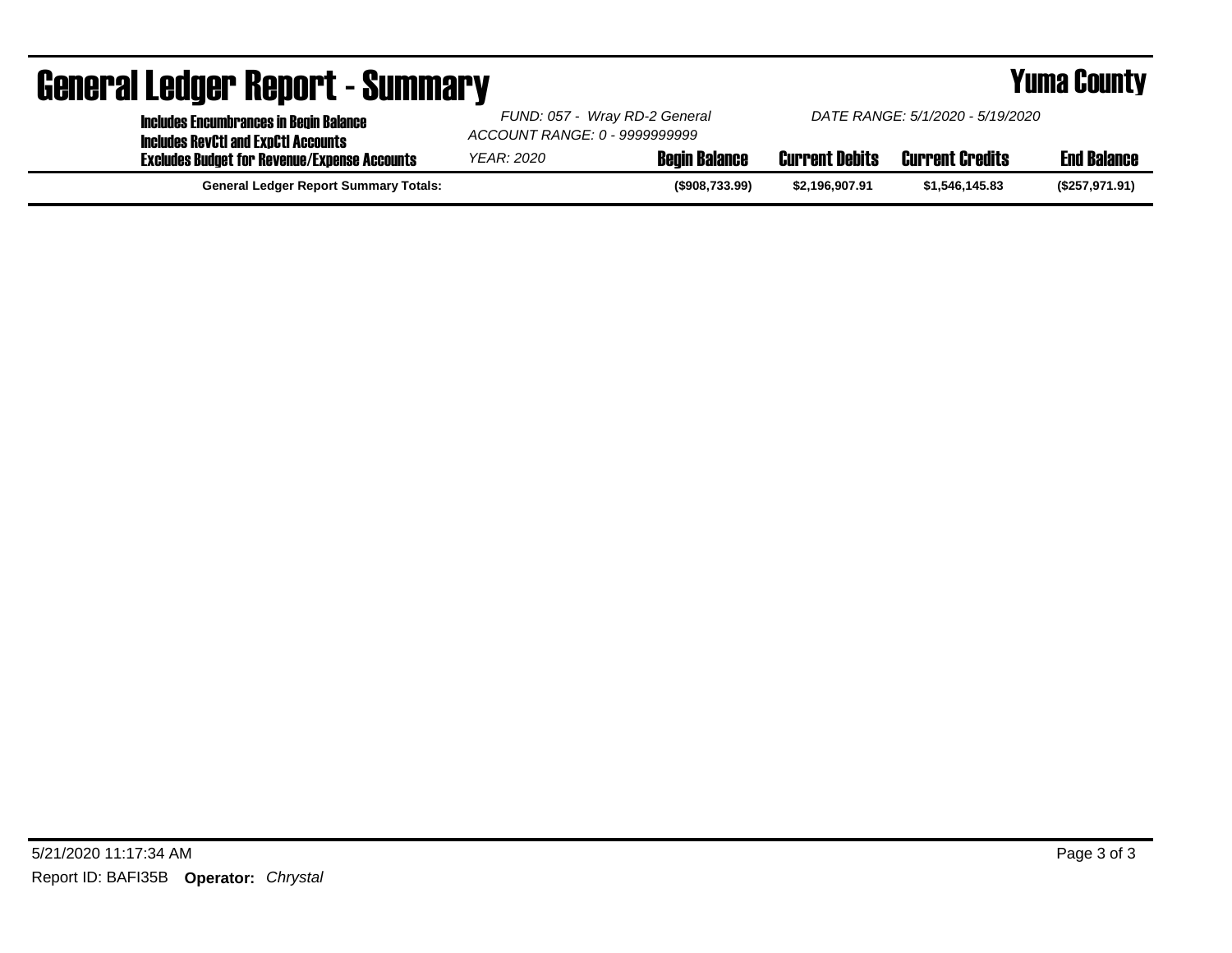# General Ledger Report - Summary

## Yuma County

**Includes Encumbrances in Begin Balance**
**Includes RevCtl and ExpCtl Accounts**
**Excludes Budget for Revenue/Expense Accounts**

*FUND: 057 - Wray RD-2 General*
*ACCOUNT RANGE: 0 - 9999999999*
*YEAR: 2020*

*DATE RANGE: 5/1/2020 - 5/19/2020*

| | Begin Balance | Current Debits | Current Credits | End Balance |
|---|---|---|---|---|
| **General Ledger Report Summary Totals:** | **($908,733.99)** | **$2,196,907.91** | **$1,546,145.83** | **($257,971.91)** |

5/21/2020 11:17:34 AM

Report ID: BAFI35B **Operator:** *Chrystal*